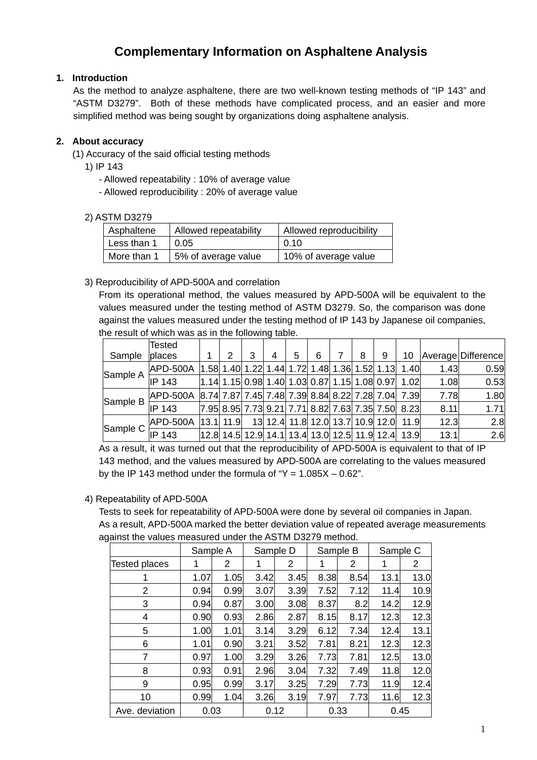# Complementary Information on Asphaltene Analysis

## 1. Introduction

As the method to analyze asphaltene, there are two well-known testing methods of "IP 143" and "ASTM D3279". Both of these methods have complicated process, and an easier and more simplified method was being sought by organizations doing asphaltene analysis.

## 2. About accuracy

(1) Accuracy of the said official testing methods

1) IP 143

- Allowed repeatability : 10% of average value
- Allowed reproducibility : 20% of average value

2) ASTM D3279

| Asphaltene | Allowed repeatability | Allowed reproducibility |
|---|---|---|
| Less than 1 | 0.05 | 0.10 |
| More than 1 | 5% of average value | 10% of average value |

3) Reproducibility of APD-500A and correlation

From its operational method, the values measured by APD-500A will be equivalent to the values measured under the testing method of ASTM D3279. So, the comparison was done against the values measured under the testing method of IP 143 by Japanese oil companies, the result of which was as in the following table.

| Sample | Tested places | 1 | 2 | 3 | 4 | 5 | 6 | 7 | 8 | 9 | 10 | Average | Difference |
|---|---|---|---|---|---|---|---|---|---|---|---|---|---|
| Sample A | APD-500A | 1.58 | 1.40 | 1.22 | 1.44 | 1.72 | 1.48 | 1.36 | 1.52 | 1.13 | 1.40 | 1.43 | 0.59 |
| | IP 143 | 1.14 | 1.15 | 0.98 | 1.40 | 1.03 | 0.87 | 1.15 | 1.08 | 0.97 | 1.02 | 1.08 | 0.53 |
| Sample B | APD-500A | 8.74 | 7.87 | 7.45 | 7.48 | 7.39 | 8.84 | 8.22 | 7.28 | 7.04 | 7.39 | 7.78 | 1.80 |
| | IP 143 | 7.95 | 8.95 | 7.73 | 9.21 | 7.71 | 8.82 | 7.63 | 7.35 | 7.50 | 8.23 | 8.11 | 1.71 |
| Sample C | APD-500A | 13.1 | 11.9 | 13 | 12.4 | 11.8 | 12.0 | 13.7 | 10.9 | 12.0 | 11.9 | 12.3 | 2.8 |
| | IP 143 | 12.8 | 14.5 | 12.9 | 14.1 | 13.4 | 13.0 | 12.5 | 11.9 | 12.4 | 13.9 | 13.1 | 2.6 |

As a result, it was turned out that the reproducibility of APD-500A is equivalent to that of IP 143 method, and the values measured by APD-500A are correlating to the values measured by the IP 143 method under the formula of "$Y = 1.085X – 0.62$".

4) Repeatability of APD-500A

Tests to seek for repeatability of APD-500A were done by several oil companies in Japan. As a result, APD-500A marked the better deviation value of repeated average measurements against the values measured under the ASTM D3279 method.

| | Sample A | | Sample D | | Sample B | | Sample C | |
|---|---|---|---|---|---|---|---|---|
| Tested places | 1 | 2 | 1 | 2 | 1 | 2 | 1 | 2 |
| 1 | 1.07 | 1.05 | 3.42 | 3.45 | 8.38 | 8.54 | 13.1 | 13.0 |
| 2 | 0.94 | 0.99 | 3.07 | 3.39 | 7.52 | 7.12 | 11.4 | 10.9 |
| 3 | 0.94 | 0.87 | 3.00 | 3.08 | 8.37 | 8.2 | 14.2 | 12.9 |
| 4 | 0.90 | 0.93 | 2.86 | 2.87 | 8.15 | 8.17 | 12.3 | 12.3 |
| 5 | 1.00 | 1.01 | 3.14 | 3.29 | 6.12 | 7.34 | 12.4 | 13.1 |
| 6 | 1.01 | 0.90 | 3.21 | 3.52 | 7.81 | 8.21 | 12.3 | 12.3 |
| 7 | 0.97 | 1.00 | 3.29 | 3.26 | 7.73 | 7.81 | 12.5 | 13.0 |
| 8 | 0.93 | 0.91 | 2.96 | 3.04 | 7.32 | 7.49 | 11.8 | 12.0 |
| 9 | 0.95 | 0.99 | 3.17 | 3.25 | 7.29 | 7.73 | 11.9 | 12.4 |
| 10 | 0.99 | 1.04 | 3.26 | 3.19 | 7.97 | 7.73 | 11.6 | 12.3 |
| Ave. deviation | 0.03 | | 0.12 | | 0.33 | | 0.45 | |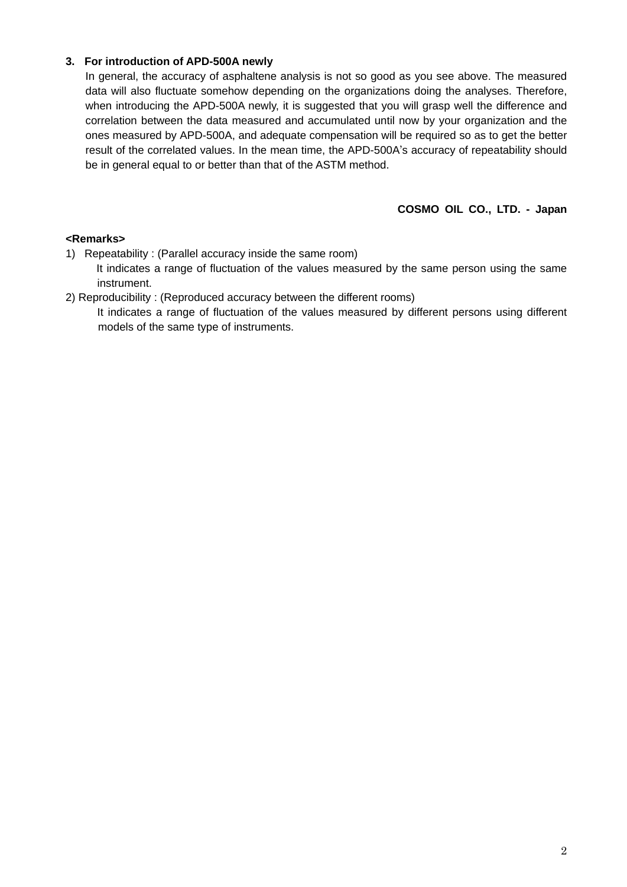### 3. For introduction of APD-500A newly

In general, the accuracy of asphaltene analysis is not so good as you see above. The measured data will also fluctuate somehow depending on the organizations doing the analyses. Therefore, when introducing the APD-500A newly, it is suggested that you will grasp well the difference and correlation between the data measured and accumulated until now by your organization and the ones measured by APD-500A, and adequate compensation will be required so as to get the better result of the correlated values. In the mean time, the APD-500A's accuracy of repeatability should be in general equal to or better than that of the ASTM method.

**COSMO OIL CO., LTD. - Japan**

**<Remarks>**

1) Repeatability : (Parallel accuracy inside the same room)
   It indicates a range of fluctuation of the values measured by the same person using the same instrument.
2) Reproducibility : (Reproduced accuracy between the different rooms)
   It indicates a range of fluctuation of the values measured by different persons using different models of the same type of instruments.